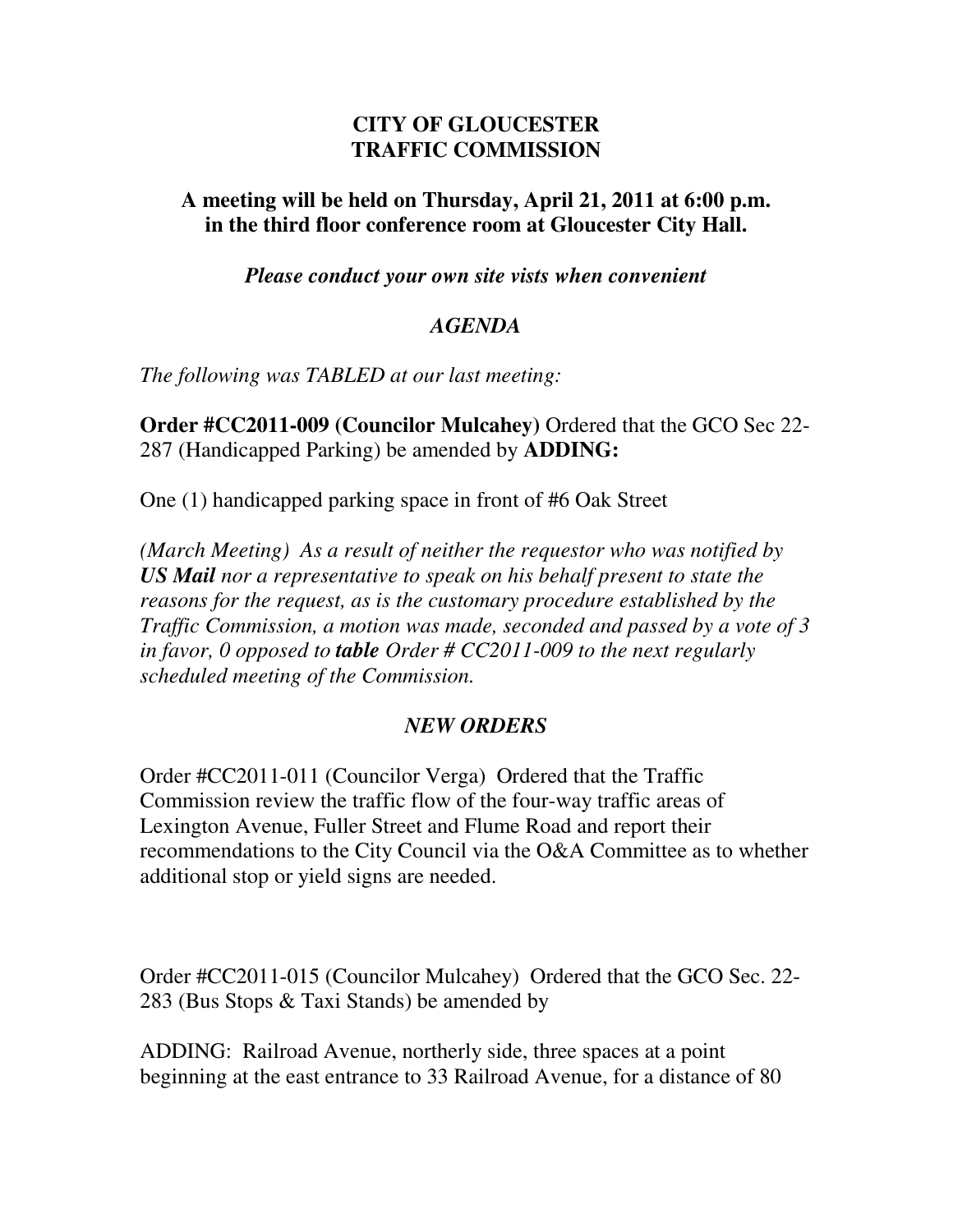# CITY OF GLOUCESTER
# TRAFFIC COMMISSION

**A meeting will be held on Thursday, April 21, 2011 at 6:00 p.m. in the third floor conference room at Gloucester City Hall.**

***Please conduct your own site vists when convenient***

## *AGENDA*

*The following was TABLED at our last meeting:*

**Order #CC2011-009 (Councilor Mulcahey)** Ordered that the GCO Sec 22-287 (Handicapped Parking) be amended by **ADDING:**

One (1) handicapped parking space in front of #6 Oak Street

*(March Meeting) As a result of neither the requestor who was notified by* ***US Mail*** *nor a representative to speak on his behalf present to state the reasons for the request, as is the customary procedure established by the Traffic Commission, a motion was made, seconded and passed by a vote of 3 in favor, 0 opposed to* ***table*** *Order # CC2011-009 to the next regularly scheduled meeting of the Commission.*

## *NEW ORDERS*

Order #CC2011-011 (Councilor Verga) Ordered that the Traffic Commission review the traffic flow of the four-way traffic areas of Lexington Avenue, Fuller Street and Flume Road and report their recommendations to the City Council via the O&A Committee as to whether additional stop or yield signs are needed.

Order #CC2011-015 (Councilor Mulcahey) Ordered that the GCO Sec. 22-283 (Bus Stops & Taxi Stands) be amended by

ADDING: Railroad Avenue, northerly side, three spaces at a point beginning at the east entrance to 33 Railroad Avenue, for a distance of 80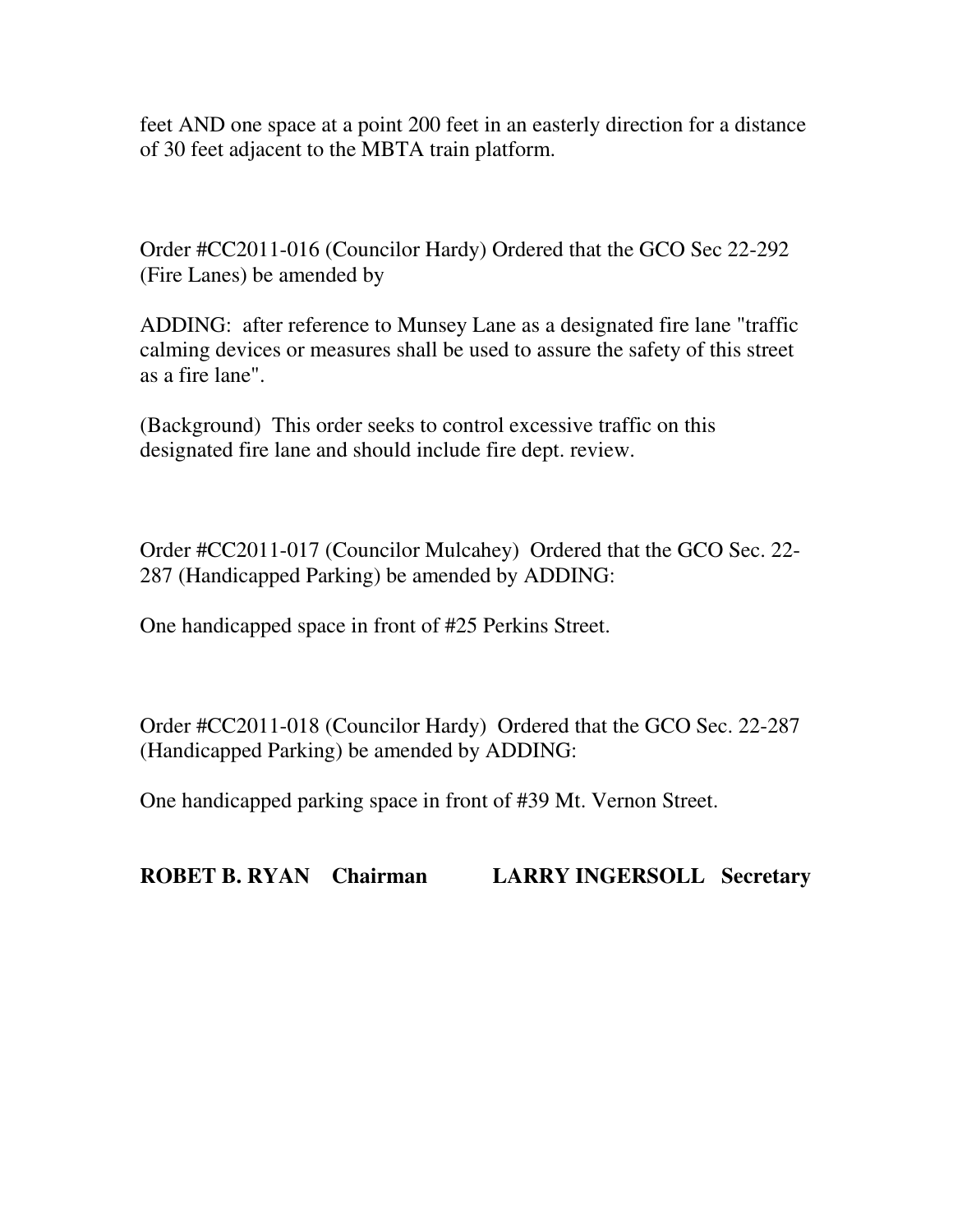feet AND one space at a point 200 feet in an easterly direction for a distance of 30 feet adjacent to the MBTA train platform.

Order #CC2011-016 (Councilor Hardy) Ordered that the GCO Sec 22-292 (Fire Lanes) be amended by

ADDING: after reference to Munsey Lane as a designated fire lane "traffic calming devices or measures shall be used to assure the safety of this street as a fire lane".

(Background) This order seeks to control excessive traffic on this designated fire lane and should include fire dept. review.

Order #CC2011-017 (Councilor Mulcahey) Ordered that the GCO Sec. 22-287 (Handicapped Parking) be amended by ADDING:

One handicapped space in front of #25 Perkins Street.

Order #CC2011-018 (Councilor Hardy) Ordered that the GCO Sec. 22-287 (Handicapped Parking) be amended by ADDING:

One handicapped parking space in front of #39 Mt. Vernon Street.

**ROBET B. RYAN Chairman LARRY INGERSOLL Secretary**